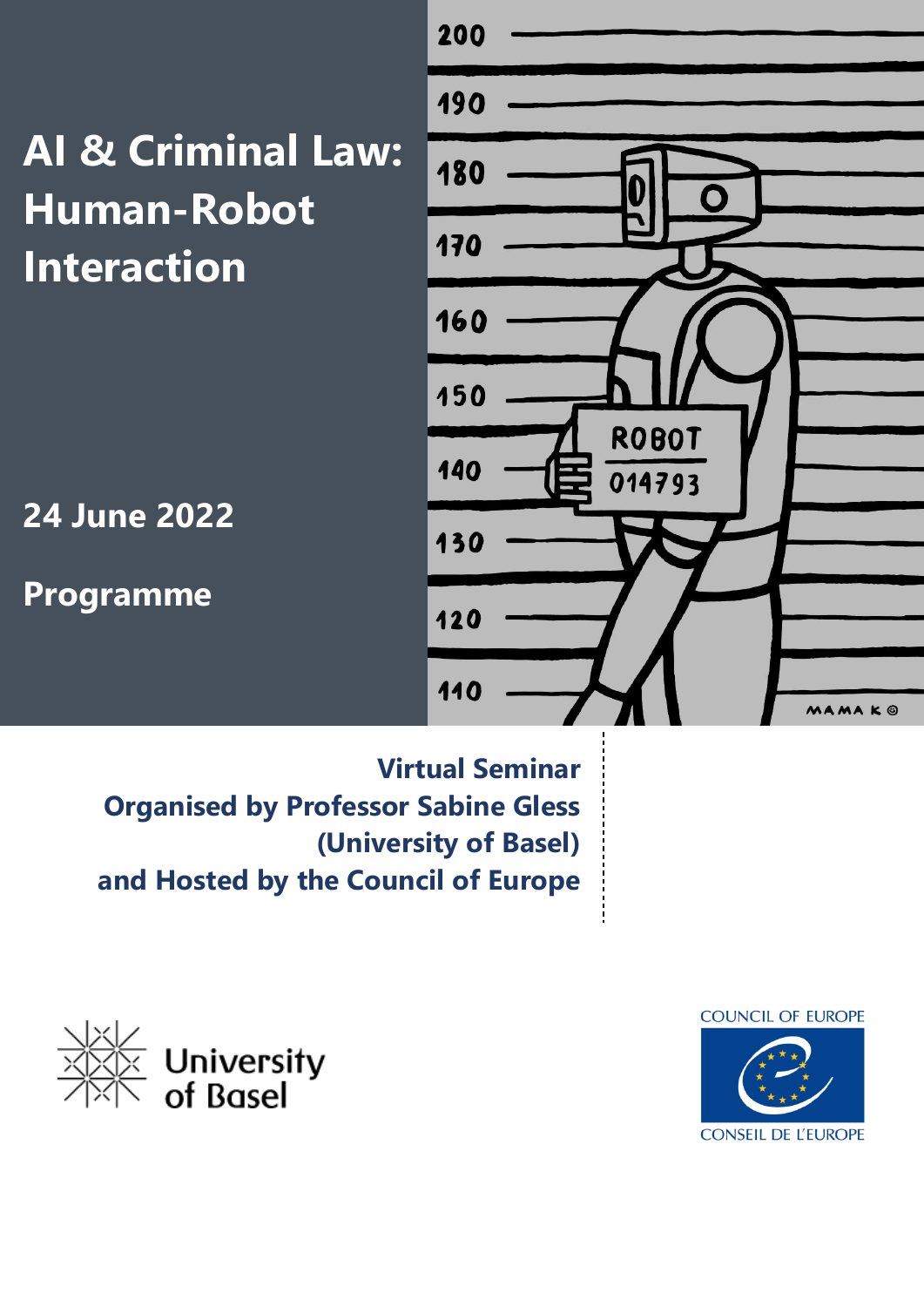# AI & Criminal Law: Human-Robot Interaction

**24 June 2022**

**Programme**

**Virtual Seminar**
**Organised by Professor Sabine Gless (University of Basel)**
**and Hosted by the Council of Europe**

University of Basel

COUNCIL OF EUROPE
CONSEIL DE L'EUROPE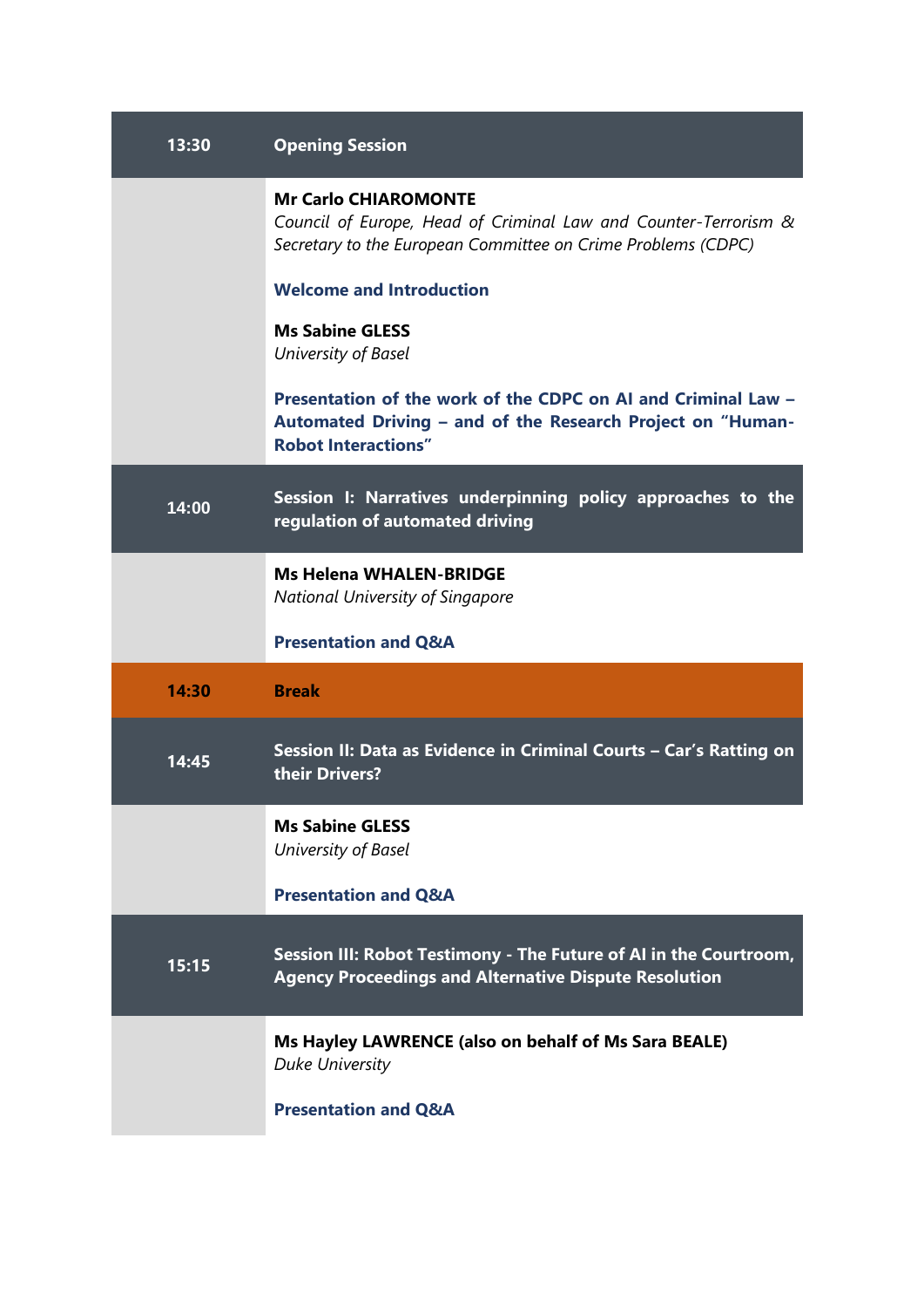| | |
|---|---|
| **13:30** | **Opening Session** |
| | **Mr Carlo CHIAROMONTE**<br>*Council of Europe, Head of Criminal Law and Counter-Terrorism & Secretary to the European Committee on Crime Problems (CDPC)*<br><br>**Welcome and Introduction**<br><br>**Ms Sabine GLESS**<br>*University of Basel*<br><br>**Presentation of the work of the CDPC on AI and Criminal Law – Automated Driving – and of the Research Project on "Human-Robot Interactions"** |
| **14:00** | **Session I: Narratives underpinning policy approaches to the regulation of automated driving** |
| | **Ms Helena WHALEN-BRIDGE**<br>*National University of Singapore*<br><br>**Presentation and Q&A** |
| **14:30** | **Break** |
| **14:45** | **Session II: Data as Evidence in Criminal Courts – Car's Ratting on their Drivers?** |
| | **Ms Sabine GLESS**<br>*University of Basel*<br><br>**Presentation and Q&A** |
| **15:15** | **Session III: Robot Testimony - The Future of AI in the Courtroom, Agency Proceedings and Alternative Dispute Resolution** |
| | **Ms Hayley LAWRENCE (also on behalf of Ms Sara BEALE)**<br>*Duke University*<br><br>**Presentation and Q&A** |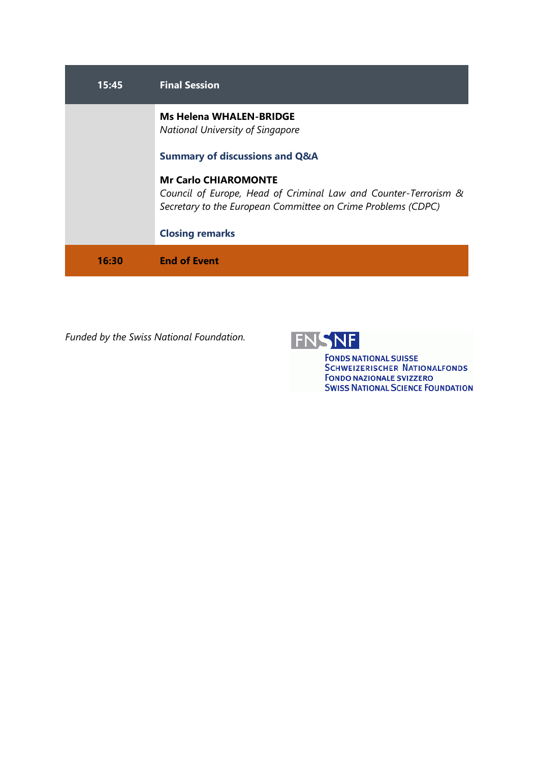| | |
|---|---|
| **15:45** | **Final Session** |
| | **Ms Helena WHALEN-BRIDGE**<br>*National University of Singapore*<br><br>**Summary of discussions and Q&A**<br><br>**Mr Carlo CHIAROMONTE**<br>*Council of Europe, Head of Criminal Law and Counter-Terrorism & Secretary to the European Committee on Crime Problems (CDPC)*<br><br>**Closing remarks** |
| **16:30** | **End of Event** |

*Funded by the Swiss National Foundation.*

FNSNF
FONDS NATIONAL SUISSE
SCHWEIZERISCHER NATIONALFONDS
FONDO NAZIONALE SVIZZERO
SWISS NATIONAL SCIENCE FOUNDATION